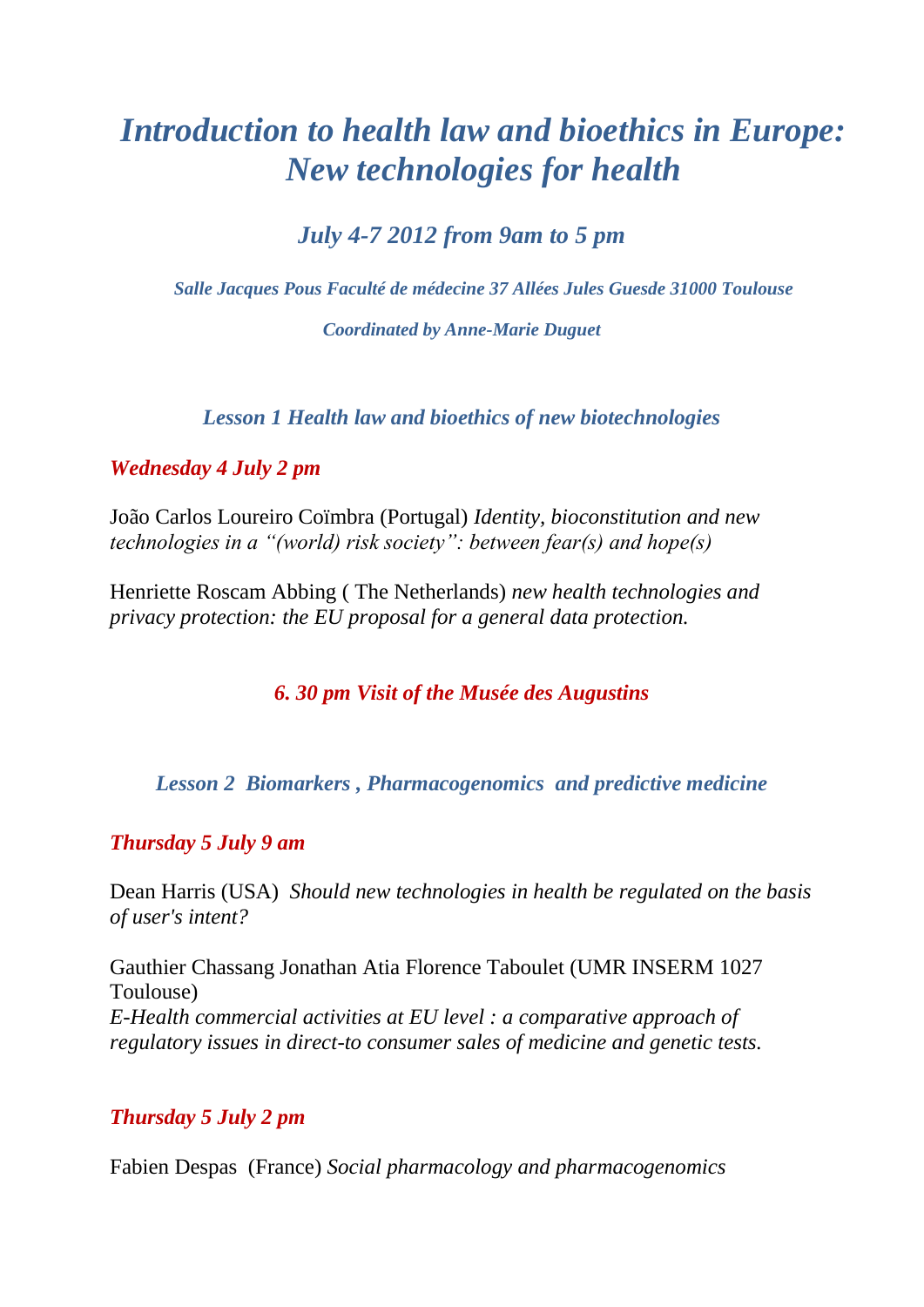# *Introduction to health law and bioethics in Europe: New technologies for health*

### *July 4-7 2012 from 9am to 5 pm*

***Salle Jacques Pous Faculté de médecine 37 Allées Jules Guesde 31000 Toulouse***

***Coordinated by Anne-Marie Duguet***

## *Lesson 1 Health law and bioethics of new biotechnologies*

***Wednesday 4 July 2 pm***

João Carlos Loureiro Coïmbra (Portugal) *Identity, bioconstitution and new technologies in a "(world) risk society": between fear(s) and hope(s)*

Henriette Roscam Abbing ( The Netherlands) *new health technologies and privacy protection: the EU proposal for a general data protection.*

***6. 30 pm Visit of the Musée des Augustins***

## *Lesson 2 Biomarkers , Pharmacogenomics and predictive medicine*

***Thursday 5 July 9 am***

Dean Harris (USA) *Should new technologies in health be regulated on the basis of user's intent?*

Gauthier Chassang Jonathan Atia Florence Taboulet (UMR INSERM 1027 Toulouse)
*E-Health commercial activities at EU level : a comparative approach of regulatory issues in direct-to consumer sales of medicine and genetic tests.*

***Thursday 5 July 2 pm***

Fabien Despas (France) *Social pharmacology and pharmacogenomics*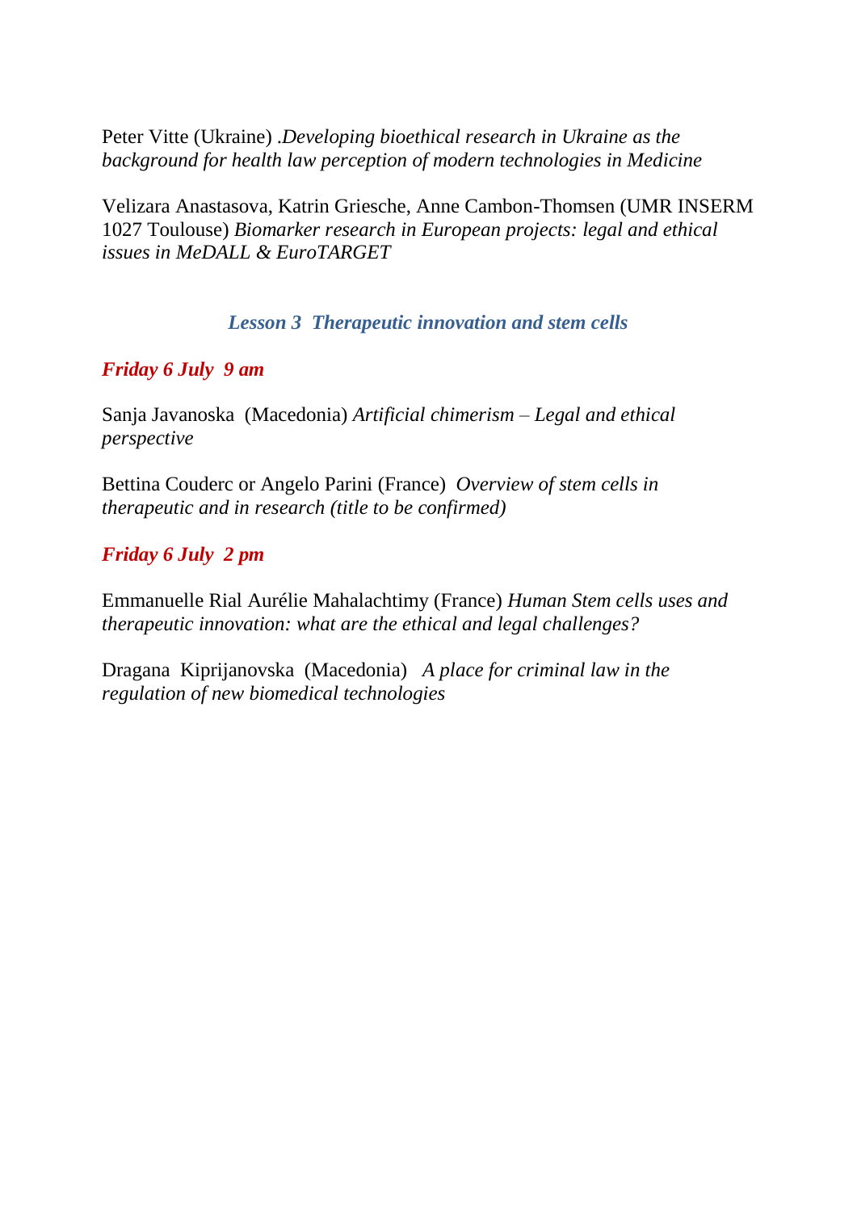Peter Vitte (Ukraine) .*Developing bioethical research in Ukraine as the background for health law perception of modern technologies in Medicine*

Velizara Anastasova, Katrin Griesche, Anne Cambon-Thomsen (UMR INSERM 1027 Toulouse) *Biomarker research in European projects: legal and ethical issues in MeDALL & EuroTARGET*

### *Lesson 3 Therapeutic innovation and stem cells*

***Friday 6 July 9 am***

Sanja Javanoska (Macedonia) *Artificial chimerism – Legal and ethical perspective*

Bettina Couderc or Angelo Parini (France) *Overview of stem cells in therapeutic and in research (title to be confirmed)*

***Friday 6 July 2 pm***

Emmanuelle Rial Aurélie Mahalachtimy (France) *Human Stem cells uses and therapeutic innovation: what are the ethical and legal challenges?*

Dragana Kiprijanovska (Macedonia) *A place for criminal law in the regulation of new biomedical technologies*